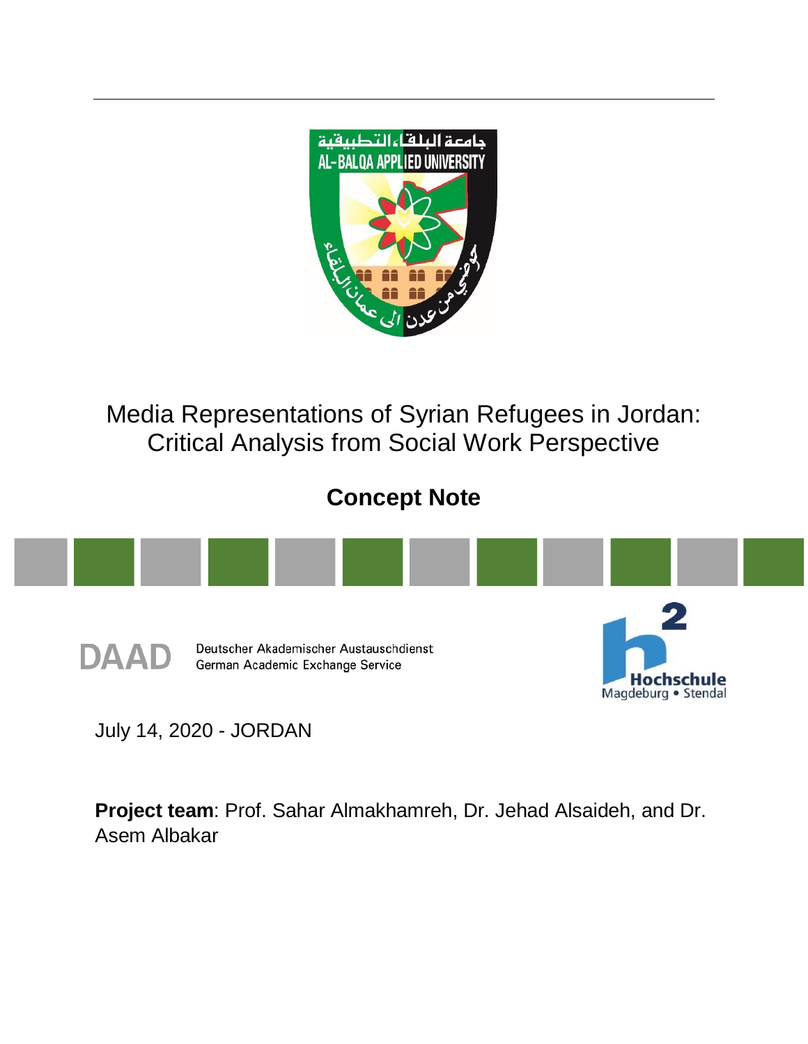# Media Representations of Syrian Refugees in Jordan: Critical Analysis from Social Work Perspective

## Concept Note

July 14, 2020 - JORDAN

**Project team**: Prof. Sahar Almakhamreh, Dr. Jehad Alsaideh, and Dr. Asem Albakar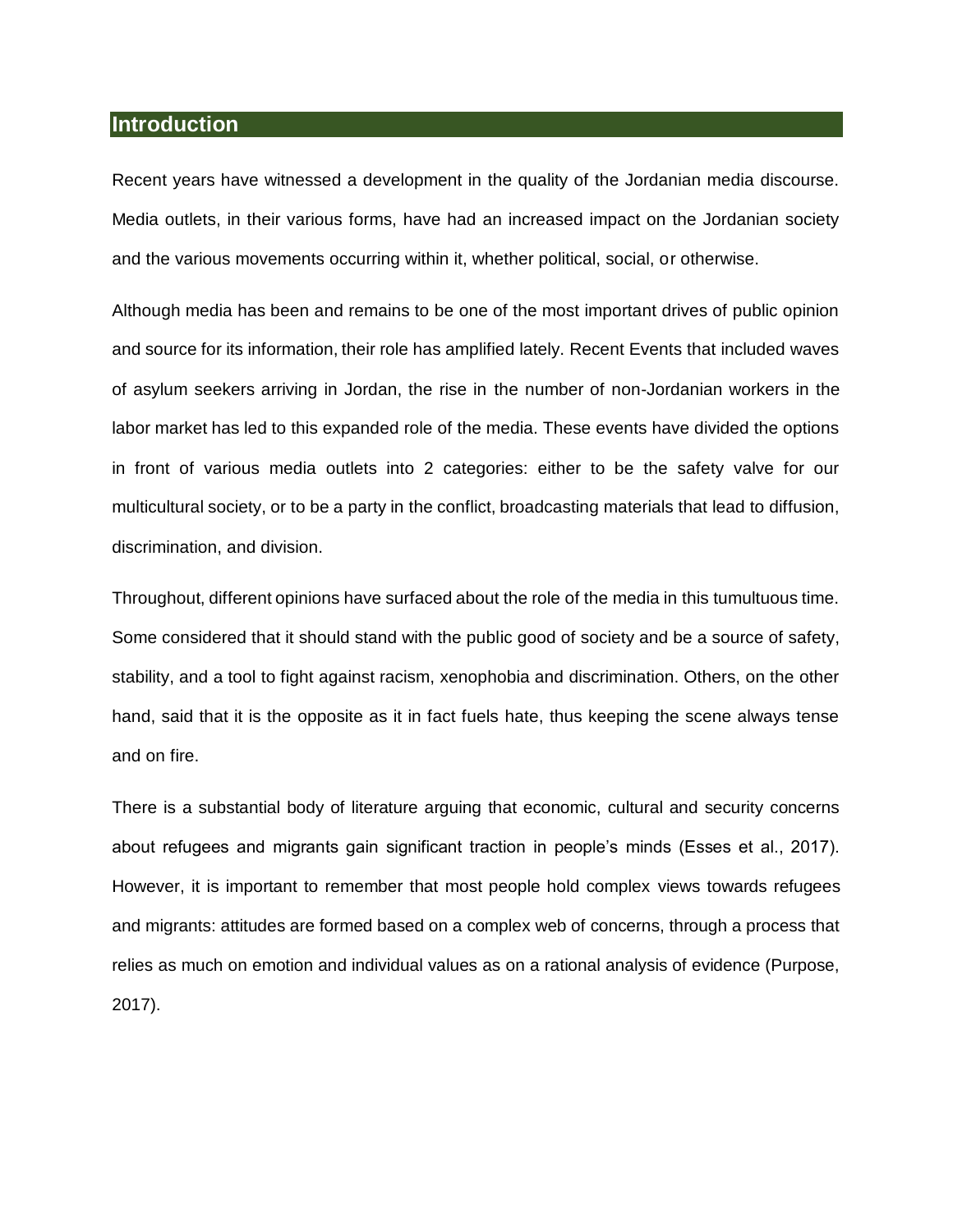## Introduction

Recent years have witnessed a development in the quality of the Jordanian media discourse. Media outlets, in their various forms, have had an increased impact on the Jordanian society and the various movements occurring within it, whether political, social, or otherwise.

Although media has been and remains to be one of the most important drives of public opinion and source for its information, their role has amplified lately. Recent Events that included waves of asylum seekers arriving in Jordan, the rise in the number of non-Jordanian workers in the labor market has led to this expanded role of the media. These events have divided the options in front of various media outlets into 2 categories: either to be the safety valve for our multicultural society, or to be a party in the conflict, broadcasting materials that lead to diffusion, discrimination, and division.

Throughout, different opinions have surfaced about the role of the media in this tumultuous time. Some considered that it should stand with the public good of society and be a source of safety, stability, and a tool to fight against racism, xenophobia and discrimination. Others, on the other hand, said that it is the opposite as it in fact fuels hate, thus keeping the scene always tense and on fire.

There is a substantial body of literature arguing that economic, cultural and security concerns about refugees and migrants gain significant traction in people's minds (Esses et al., 2017). However, it is important to remember that most people hold complex views towards refugees and migrants: attitudes are formed based on a complex web of concerns, through a process that relies as much on emotion and individual values as on a rational analysis of evidence (Purpose, 2017).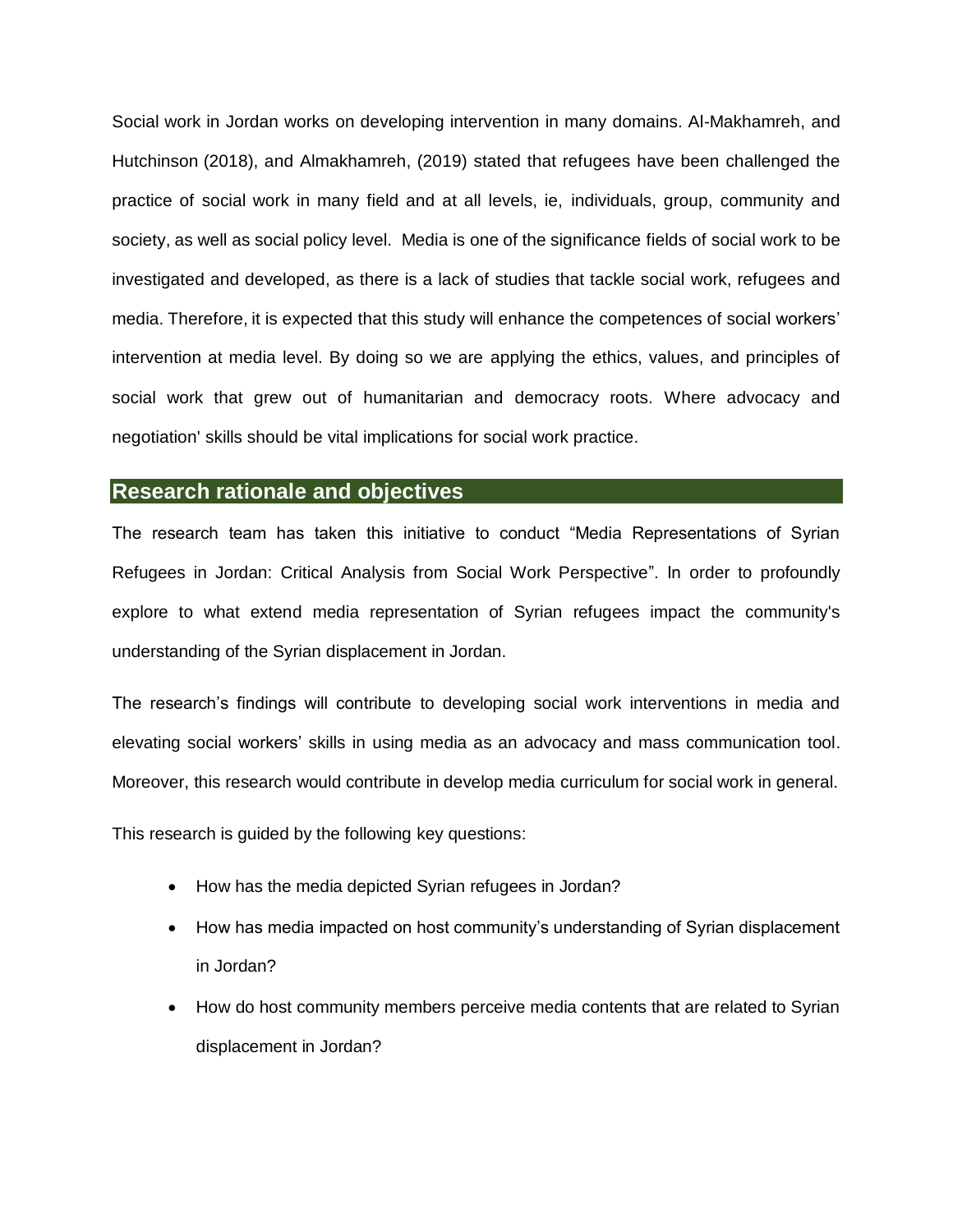Social work in Jordan works on developing intervention in many domains. Al-Makhamreh, and Hutchinson (2018), and Almakhamreh, (2019) stated that refugees have been challenged the practice of social work in many field and at all levels, ie, individuals, group, community and society, as well as social policy level. Media is one of the significance fields of social work to be investigated and developed, as there is a lack of studies that tackle social work, refugees and media. Therefore, it is expected that this study will enhance the competences of social workers' intervention at media level. By doing so we are applying the ethics, values, and principles of social work that grew out of humanitarian and democracy roots. Where advocacy and negotiation' skills should be vital implications for social work practice.

## Research rationale and objectives

The research team has taken this initiative to conduct "Media Representations of Syrian Refugees in Jordan: Critical Analysis from Social Work Perspective". In order to profoundly explore to what extend media representation of Syrian refugees impact the community's understanding of the Syrian displacement in Jordan.

The research's findings will contribute to developing social work interventions in media and elevating social workers' skills in using media as an advocacy and mass communication tool. Moreover, this research would contribute in develop media curriculum for social work in general.

This research is guided by the following key questions:

- How has the media depicted Syrian refugees in Jordan?
- How has media impacted on host community's understanding of Syrian displacement in Jordan?
- How do host community members perceive media contents that are related to Syrian displacement in Jordan?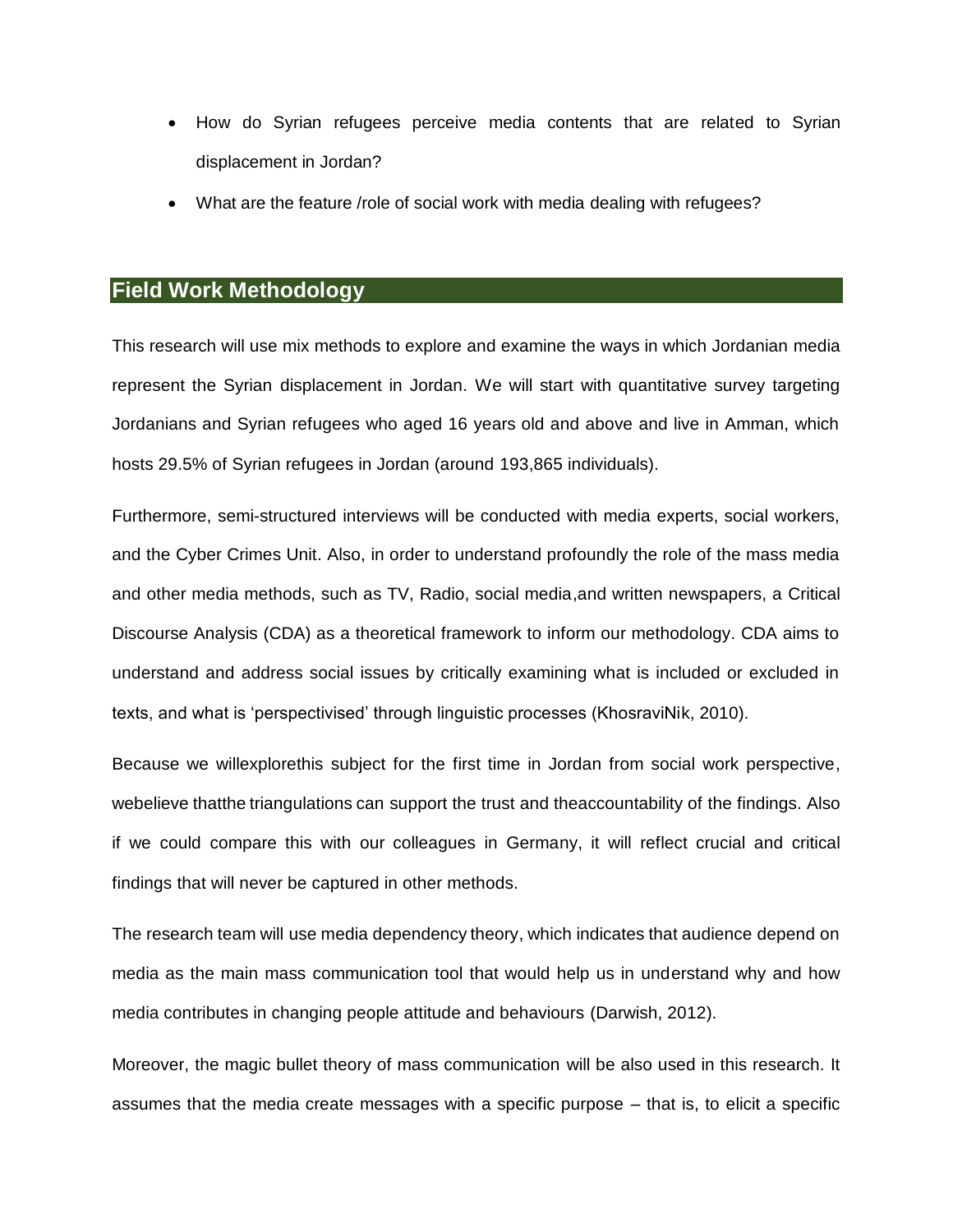- How do Syrian refugees perceive media contents that are related to Syrian displacement in Jordan?
- What are the feature /role of social work with media dealing with refugees?

## Field Work Methodology

This research will use mix methods to explore and examine the ways in which Jordanian media represent the Syrian displacement in Jordan. We will start with quantitative survey targeting Jordanians and Syrian refugees who aged 16 years old and above and live in Amman, which hosts 29.5% of Syrian refugees in Jordan (around 193,865 individuals).

Furthermore, semi-structured interviews will be conducted with media experts, social workers, and the Cyber Crimes Unit. Also, in order to understand profoundly the role of the mass media and other media methods, such as TV, Radio, social media,and written newspapers, a Critical Discourse Analysis (CDA) as a theoretical framework to inform our methodology. CDA aims to understand and address social issues by critically examining what is included or excluded in texts, and what is 'perspectivised' through linguistic processes (KhosraviNik, 2010).

Because we willexplorethis subject for the first time in Jordan from social work perspective, webelieve thatthe triangulations can support the trust and theaccountability of the findings. Also if we could compare this with our colleagues in Germany, it will reflect crucial and critical findings that will never be captured in other methods.

The research team will use media dependency theory, which indicates that audience depend on media as the main mass communication tool that would help us in understand why and how media contributes in changing people attitude and behaviours (Darwish, 2012).

Moreover, the magic bullet theory of mass communication will be also used in this research. It assumes that the media create messages with a specific purpose – that is, to elicit a specific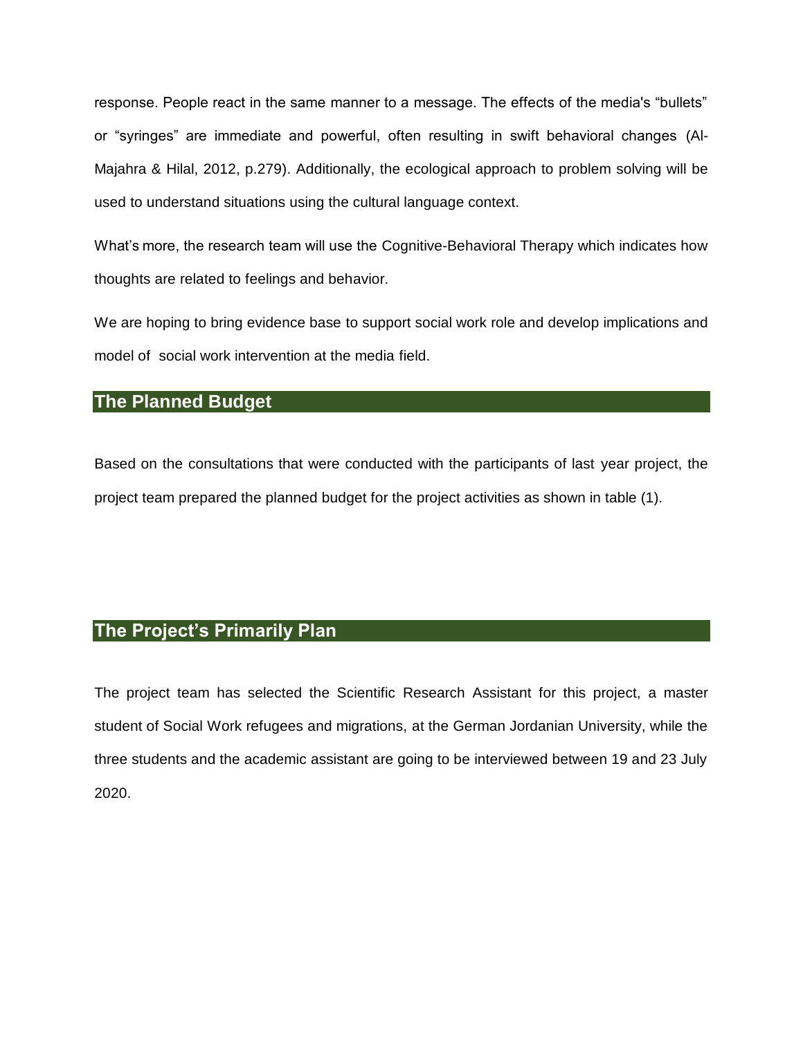response. People react in the same manner to a message. The effects of the media's “bullets” or “syringes” are immediate and powerful, often resulting in swift behavioral changes (Al-Majahra & Hilal, 2012, p.279). Additionally, the ecological approach to problem solving will be used to understand situations using the cultural language context.

What’s more, the research team will use the Cognitive-Behavioral Therapy which indicates how thoughts are related to feelings and behavior.

We are hoping to bring evidence base to support social work role and develop implications and model of social work intervention at the media field.

## The Planned Budget

Based on the consultations that were conducted with the participants of last year project, the project team prepared the planned budget for the project activities as shown in table (1).

## The Project’s Primarily Plan

The project team has selected the Scientific Research Assistant for this project, a master student of Social Work refugees and migrations, at the German Jordanian University, while the three students and the academic assistant are going to be interviewed between 19 and 23 July 2020.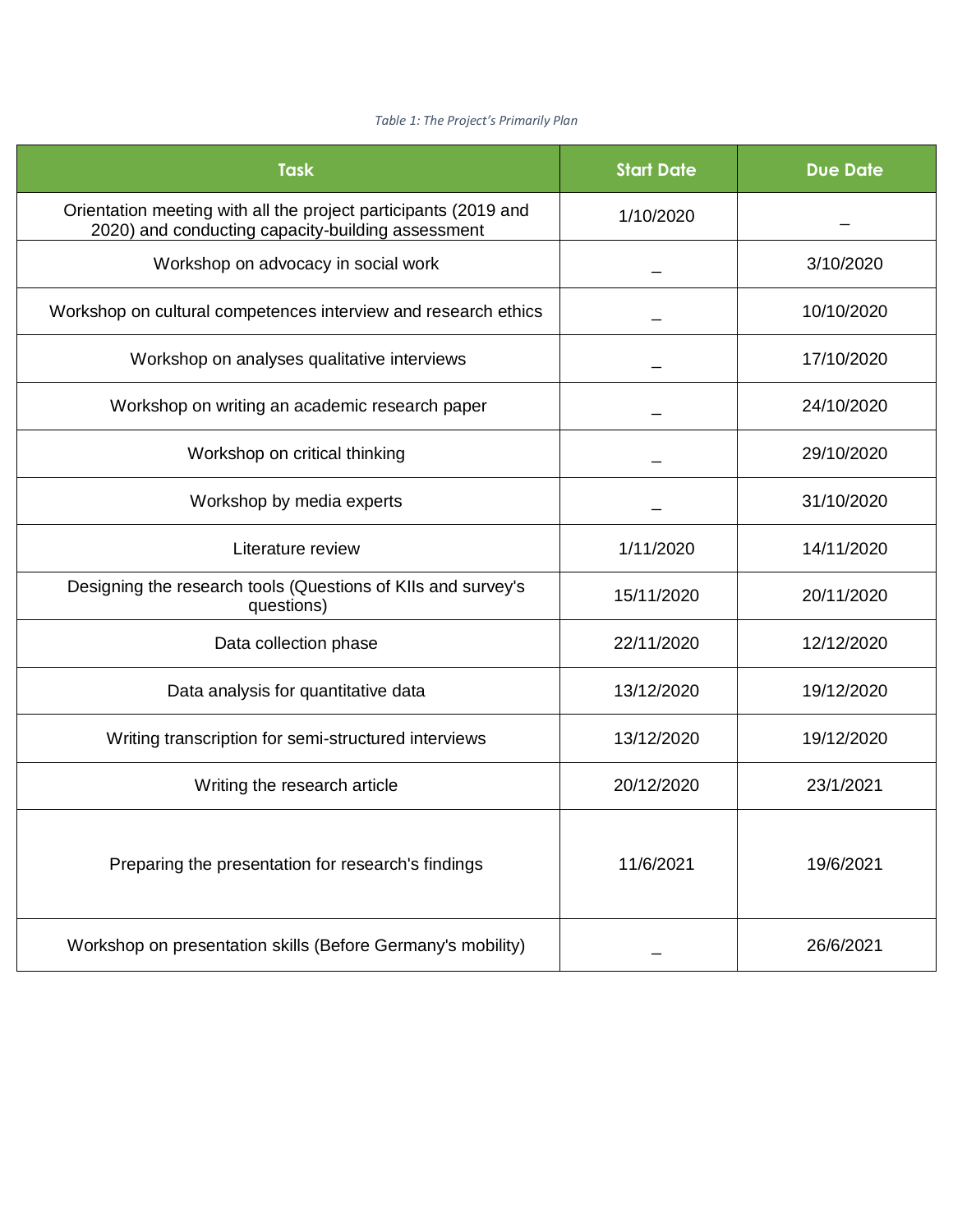*Table 1: The Project's Primarily Plan*

| Task | Start Date | Due Date |
|---|---|---|
| Orientation meeting with all the project participants (2019 and 2020) and conducting capacity-building assessment | 1/10/2020 | _ |
| Workshop on advocacy in social work | _ | 3/10/2020 |
| Workshop on cultural competences interview and research ethics | _ | 10/10/2020 |
| Workshop on analyses qualitative interviews | _ | 17/10/2020 |
| Workshop on writing an academic research paper | _ | 24/10/2020 |
| Workshop on critical thinking | _ | 29/10/2020 |
| Workshop by media experts | _ | 31/10/2020 |
| Literature review | 1/11/2020 | 14/11/2020 |
| Designing the research tools (Questions of KIIs and survey's questions) | 15/11/2020 | 20/11/2020 |
| Data collection phase | 22/11/2020 | 12/12/2020 |
| Data analysis for quantitative data | 13/12/2020 | 19/12/2020 |
| Writing transcription for semi-structured interviews | 13/12/2020 | 19/12/2020 |
| Writing the research article | 20/12/2020 | 23/1/2021 |
| Preparing the presentation for research's findings | 11/6/2021 | 19/6/2021 |
| Workshop on presentation skills (Before Germany's mobility) | _ | 26/6/2021 |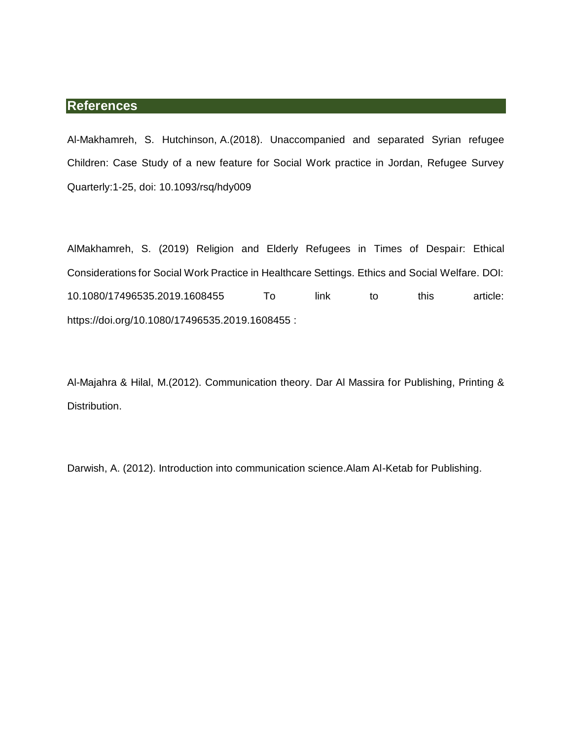## References

Al-Makhamreh, S. Hutchinson, A.(2018). Unaccompanied and separated Syrian refugee Children: Case Study of a new feature for Social Work practice in Jordan, Refugee Survey Quarterly:1-25, doi: 10.1093/rsq/hdy009

AlMakhamreh, S. (2019) Religion and Elderly Refugees in Times of Despair: Ethical Considerations for Social Work Practice in Healthcare Settings. Ethics and Social Welfare. DOI: 10.1080/17496535.2019.1608455 To link to this article: https://doi.org/10.1080/17496535.2019.1608455 :

Al-Majahra & Hilal, M.(2012). Communication theory. Dar Al Massira for Publishing, Printing & Distribution.

Darwish, A. (2012). Introduction into communication science.Alam Al-Ketab for Publishing.